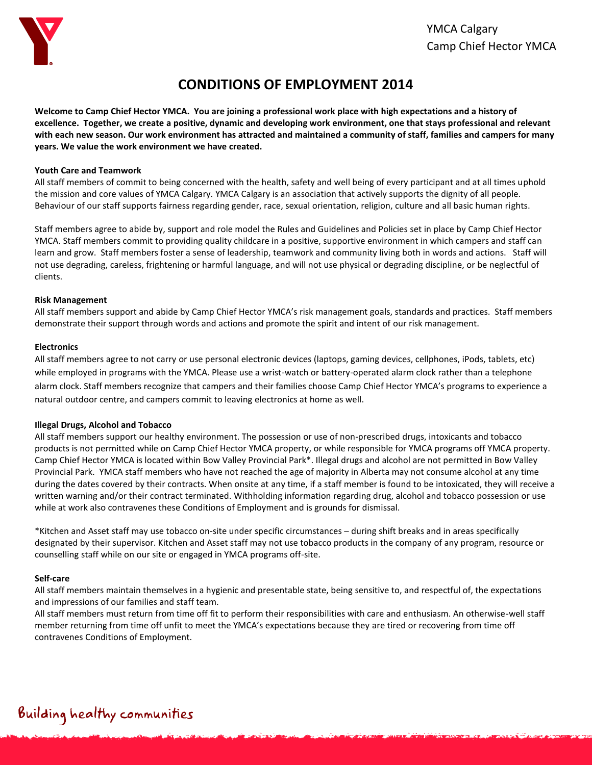YMCA Calgary
Camp Chief Hector YMCA

# CONDITIONS OF EMPLOYMENT 2014

**Welcome to Camp Chief Hector YMCA. You are joining a professional work place with high expectations and a history of excellence. Together, we create a positive, dynamic and developing work environment, one that stays professional and relevant with each new season. Our work environment has attracted and maintained a community of staff, families and campers for many years. We value the work environment we have created.**

**Youth Care and Teamwork**

All staff members of commit to being concerned with the health, safety and well being of every participant and at all times uphold the mission and core values of YMCA Calgary. YMCA Calgary is an association that actively supports the dignity of all people. Behaviour of our staff supports fairness regarding gender, race, sexual orientation, religion, culture and all basic human rights.

Staff members agree to abide by, support and role model the Rules and Guidelines and Policies set in place by Camp Chief Hector YMCA. Staff members commit to providing quality childcare in a positive, supportive environment in which campers and staff can learn and grow. Staff members foster a sense of leadership, teamwork and community living both in words and actions. Staff will not use degrading, careless, frightening or harmful language, and will not use physical or degrading discipline, or be neglectful of clients.

**Risk Management**

All staff members support and abide by Camp Chief Hector YMCA's risk management goals, standards and practices. Staff members demonstrate their support through words and actions and promote the spirit and intent of our risk management.

**Electronics**

All staff members agree to not carry or use personal electronic devices (laptops, gaming devices, cellphones, iPods, tablets, etc) while employed in programs with the YMCA. Please use a wrist-watch or battery-operated alarm clock rather than a telephone alarm clock. Staff members recognize that campers and their families choose Camp Chief Hector YMCA's programs to experience a natural outdoor centre, and campers commit to leaving electronics at home as well.

**Illegal Drugs, Alcohol and Tobacco**

All staff members support our healthy environment. The possession or use of non-prescribed drugs, intoxicants and tobacco products is not permitted while on Camp Chief Hector YMCA property, or while responsible for YMCA programs off YMCA property. Camp Chief Hector YMCA is located within Bow Valley Provincial Park*. Illegal drugs and alcohol are not permitted in Bow Valley Provincial Park. YMCA staff members who have not reached the age of majority in Alberta may not consume alcohol at any time during the dates covered by their contracts. When onsite at any time, if a staff member is found to be intoxicated, they will receive a written warning and/or their contract terminated. Withholding information regarding drug, alcohol and tobacco possession or use while at work also contravenes these Conditions of Employment and is grounds for dismissal.

*Kitchen and Asset staff may use tobacco on-site under specific circumstances – during shift breaks and in areas specifically designated by their supervisor. Kitchen and Asset staff may not use tobacco products in the company of any program, resource or counselling staff while on our site or engaged in YMCA programs off-site.

**Self-care**

All staff members maintain themselves in a hygienic and presentable state, being sensitive to, and respectful of, the expectations and impressions of our families and staff team.

All staff members must return from time off fit to perform their responsibilities with care and enthusiasm. An otherwise-well staff member returning from time off unfit to meet the YMCA's expectations because they are tired or recovering from time off contravenes Conditions of Employment.

Building healthy communities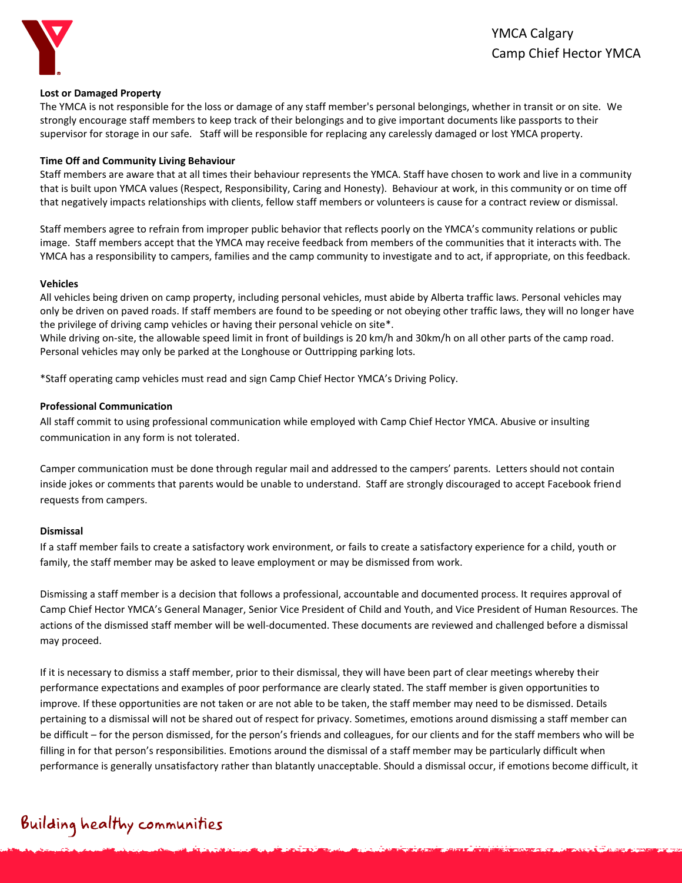**Lost or Damaged Property**

The YMCA is not responsible for the loss or damage of any staff member's personal belongings, whether in transit or on site. We strongly encourage staff members to keep track of their belongings and to give important documents like passports to their supervisor for storage in our safe. Staff will be responsible for replacing any carelessly damaged or lost YMCA property.

**Time Off and Community Living Behaviour**

Staff members are aware that at all times their behaviour represents the YMCA. Staff have chosen to work and live in a community that is built upon YMCA values (Respect, Responsibility, Caring and Honesty). Behaviour at work, in this community or on time off that negatively impacts relationships with clients, fellow staff members or volunteers is cause for a contract review or dismissal.

Staff members agree to refrain from improper public behavior that reflects poorly on the YMCA's community relations or public image. Staff members accept that the YMCA may receive feedback from members of the communities that it interacts with. The YMCA has a responsibility to campers, families and the camp community to investigate and to act, if appropriate, on this feedback.

**Vehicles**

All vehicles being driven on camp property, including personal vehicles, must abide by Alberta traffic laws. Personal vehicles may only be driven on paved roads. If staff members are found to be speeding or not obeying other traffic laws, they will no longer have the privilege of driving camp vehicles or having their personal vehicle on site*.
While driving on-site, the allowable speed limit in front of buildings is 20 km/h and 30km/h on all other parts of the camp road. Personal vehicles may only be parked at the Longhouse or Outtripping parking lots.

*Staff operating camp vehicles must read and sign Camp Chief Hector YMCA's Driving Policy.

**Professional Communication**

All staff commit to using professional communication while employed with Camp Chief Hector YMCA. Abusive or insulting communication in any form is not tolerated.

Camper communication must be done through regular mail and addressed to the campers' parents. Letters should not contain inside jokes or comments that parents would be unable to understand. Staff are strongly discouraged to accept Facebook friend requests from campers.

**Dismissal**

If a staff member fails to create a satisfactory work environment, or fails to create a satisfactory experience for a child, youth or family, the staff member may be asked to leave employment or may be dismissed from work.

Dismissing a staff member is a decision that follows a professional, accountable and documented process. It requires approval of Camp Chief Hector YMCA's General Manager, Senior Vice President of Child and Youth, and Vice President of Human Resources. The actions of the dismissed staff member will be well-documented. These documents are reviewed and challenged before a dismissal may proceed.

If it is necessary to dismiss a staff member, prior to their dismissal, they will have been part of clear meetings whereby their performance expectations and examples of poor performance are clearly stated. The staff member is given opportunities to improve. If these opportunities are not taken or are not able to be taken, the staff member may need to be dismissed. Details pertaining to a dismissal will not be shared out of respect for privacy. Sometimes, emotions around dismissing a staff member can be difficult – for the person dismissed, for the person's friends and colleagues, for our clients and for the staff members who will be filling in for that person's responsibilities. Emotions around the dismissal of a staff member may be particularly difficult when performance is generally unsatisfactory rather than blatantly unacceptable. Should a dismissal occur, if emotions become difficult, it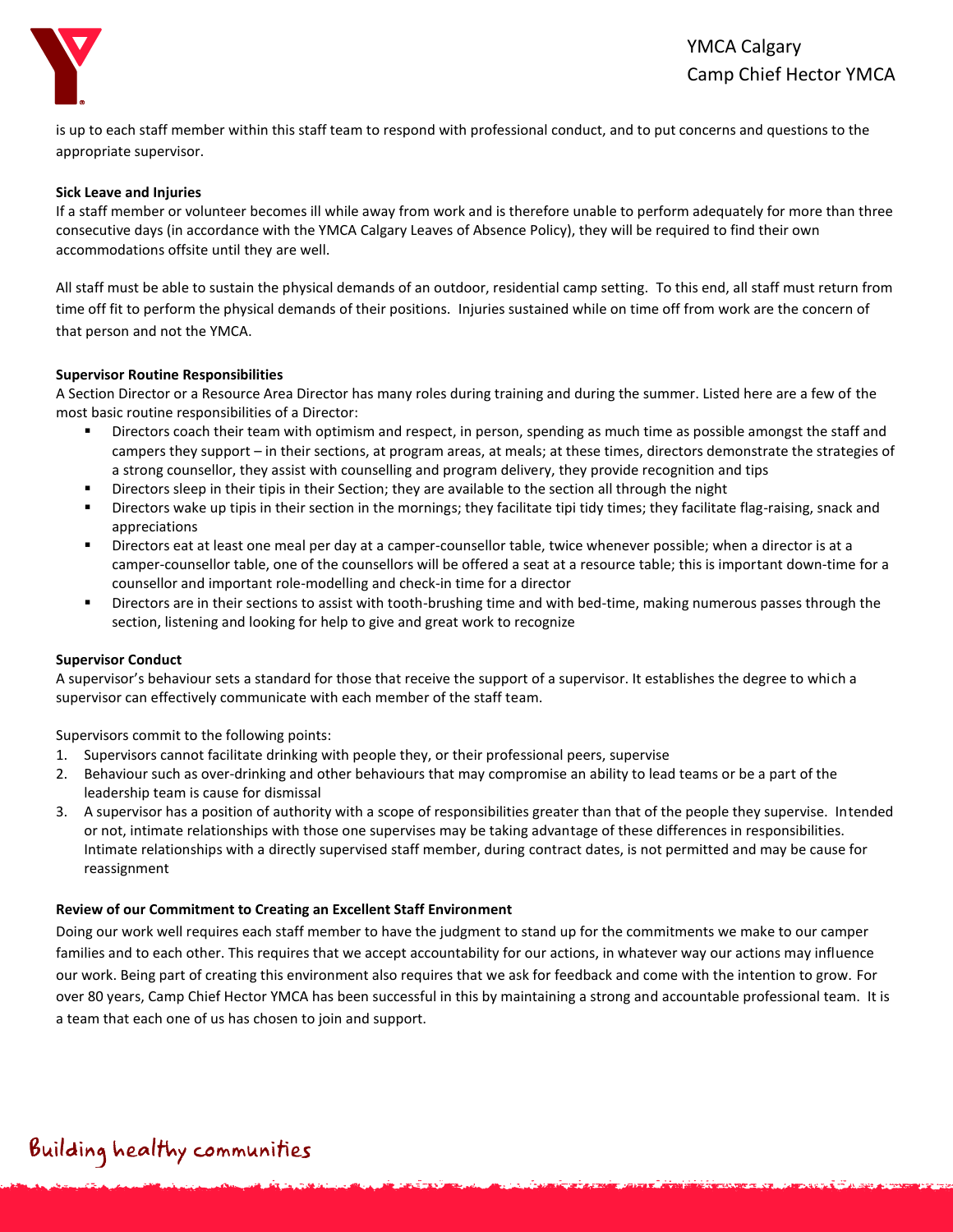is up to each staff member within this staff team to respond with professional conduct, and to put concerns and questions to the appropriate supervisor.

**Sick Leave and Injuries**

If a staff member or volunteer becomes ill while away from work and is therefore unable to perform adequately for more than three consecutive days (in accordance with the YMCA Calgary Leaves of Absence Policy), they will be required to find their own accommodations offsite until they are well.

All staff must be able to sustain the physical demands of an outdoor, residential camp setting. To this end, all staff must return from time off fit to perform the physical demands of their positions. Injuries sustained while on time off from work are the concern of that person and not the YMCA.

**Supervisor Routine Responsibilities**

A Section Director or a Resource Area Director has many roles during training and during the summer. Listed here are a few of the most basic routine responsibilities of a Director:

- Directors coach their team with optimism and respect, in person, spending as much time as possible amongst the staff and campers they support – in their sections, at program areas, at meals; at these times, directors demonstrate the strategies of a strong counsellor, they assist with counselling and program delivery, they provide recognition and tips
- Directors sleep in their tipis in their Section; they are available to the section all through the night
- Directors wake up tipis in their section in the mornings; they facilitate tipi tidy times; they facilitate flag-raising, snack and appreciations
- Directors eat at least one meal per day at a camper-counsellor table, twice whenever possible; when a director is at a camper-counsellor table, one of the counsellors will be offered a seat at a resource table; this is important down-time for a counsellor and important role-modelling and check-in time for a director
- Directors are in their sections to assist with tooth-brushing time and with bed-time, making numerous passes through the section, listening and looking for help to give and great work to recognize

**Supervisor Conduct**

A supervisor's behaviour sets a standard for those that receive the support of a supervisor. It establishes the degree to which a supervisor can effectively communicate with each member of the staff team.

Supervisors commit to the following points:

1. Supervisors cannot facilitate drinking with people they, or their professional peers, supervise
2. Behaviour such as over-drinking and other behaviours that may compromise an ability to lead teams or be a part of the leadership team is cause for dismissal
3. A supervisor has a position of authority with a scope of responsibilities greater than that of the people they supervise. Intended or not, intimate relationships with those one supervises may be taking advantage of these differences in responsibilities. Intimate relationships with a directly supervised staff member, during contract dates, is not permitted and may be cause for reassignment

**Review of our Commitment to Creating an Excellent Staff Environment**

Doing our work well requires each staff member to have the judgment to stand up for the commitments we make to our camper families and to each other. This requires that we accept accountability for our actions, in whatever way our actions may influence our work. Being part of creating this environment also requires that we ask for feedback and come with the intention to grow. For over 80 years, Camp Chief Hector YMCA has been successful in this by maintaining a strong and accountable professional team. It is a team that each one of us has chosen to join and support.